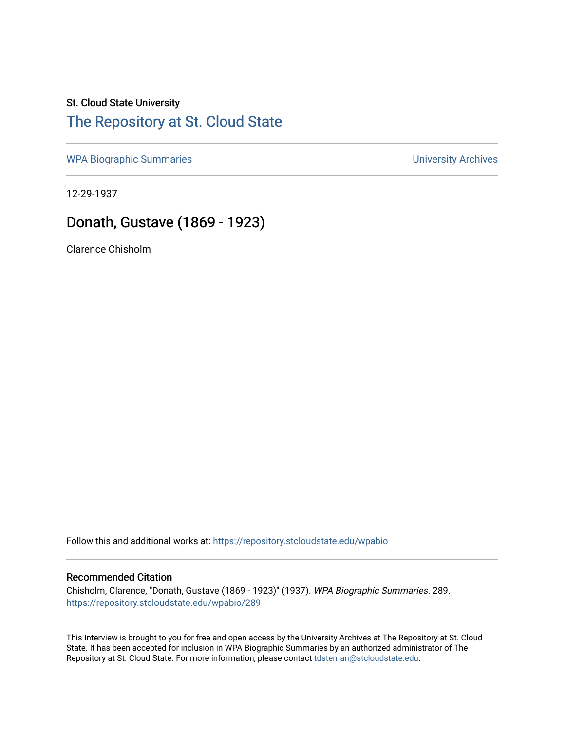St. Cloud State University

# The Repository at St. Cloud State

WPA Biographic Summaries

University Archives

12-29-1937

## Donath, Gustave (1869 - 1923)

Clarence Chisholm

Follow this and additional works at: https://repository.stcloudstate.edu/wpabio

### Recommended Citation

Chisholm, Clarence, "Donath, Gustave (1869 - 1923)" (1937). *WPA Biographic Summaries*. 289.
https://repository.stcloudstate.edu/wpabio/289

This Interview is brought to you for free and open access by the University Archives at The Repository at St. Cloud State. It has been accepted for inclusion in WPA Biographic Summaries by an authorized administrator of The Repository at St. Cloud State. For more information, please contact tdsteman@stcloudstate.edu.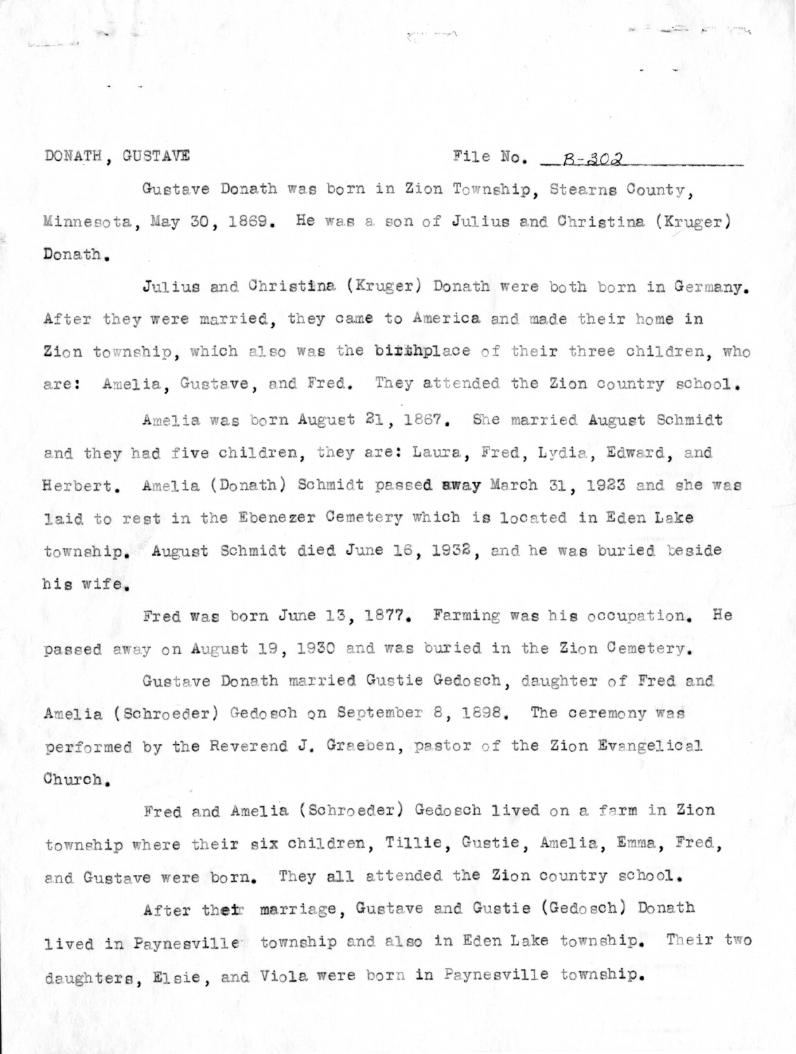DONATH, GUSTAVE File No. B-302

Gustave Donath was born in Zion Township, Stearns County, Minnesota, May 30, 1869. He was a son of Julius and Christina (Kruger) Donath.

Julius and Christina (Kruger) Donath were both born in Germany. After they were married, they came to America and made their home in Zion township, which also was the birthplace of their three children, who are: Amelia, Gustave, and Fred. They attended the Zion country school.

Amelia was born August 21, 1867. She married August Schmidt and they had five children, they are: Laura, Fred, Lydia, Edward, and Herbert. Amelia (Donath) Schmidt passed away March 31, 1923 and she was laid to rest in the Ebenezer Cemetery which is located in Eden Lake township. August Schmidt died June 16, 1932, and he was buried beside his wife.

Fred was born June 13, 1877. Farming was his occupation. He passed away on August 19, 1930 and was buried in the Zion Cemetery.

Gustave Donath married Gustie Gedosch, daughter of Fred and Amelia (Schroeder) Gedosch on September 8, 1898. The ceremony was performed by the Reverend J. Graeben, pastor of the Zion Evangelical Church.

Fred and Amelia (Schroeder) Gedosch lived on a farm in Zion township where their six children, Tillie, Gustie, Amelia, Emma, Fred, and Gustave were born. They all attended the Zion country school.

After their marriage, Gustave and Gustie (Gedosch) Donath lived in Paynesville township and also in Eden Lake township. Their two daughters, Elsie, and Viola were born in Paynesville township.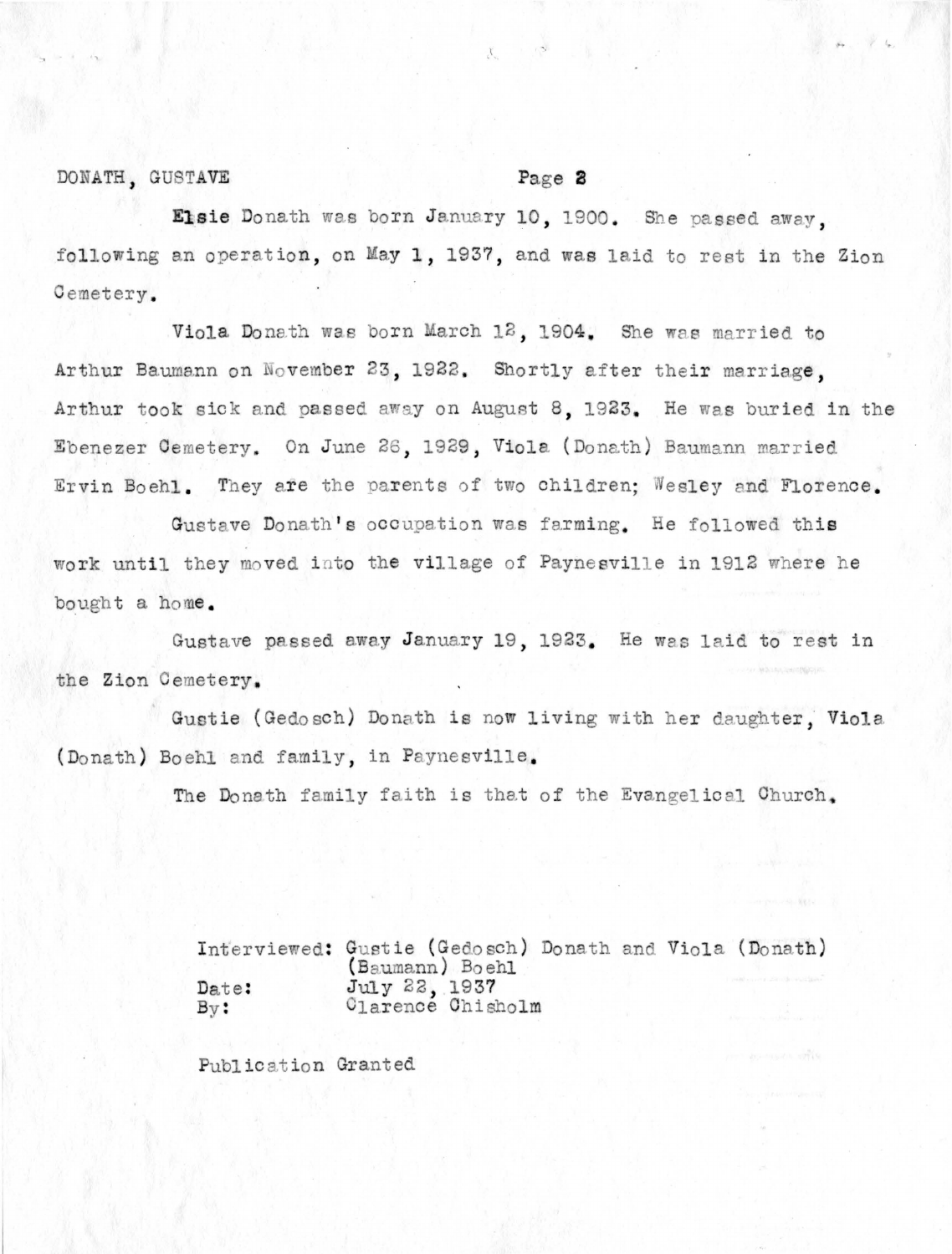Elsie Donath was born January 10, 1900. She passed away, following an operation, on May 1, 1937, and was laid to rest in the Zion Cemetery.

Viola Donath was born March 12, 1904. She was married to Arthur Baumann on November 23, 1922. Shortly after their marriage, Arthur took sick and passed away on August 8, 1923. He was buried in the Ebenezer Cemetery. On June 26, 1929, Viola (Donath) Baumann married Ervin Boehl. They are the parents of two children; Wesley and Florence.

Gustave Donath's occupation was farming. He followed this work until they moved into the village of Paynesville in 1912 where he bought a home.

Gustave passed away January 19, 1923. He was laid to rest in the Zion Cemetery.

Gustie (Gedosch) Donath is now living with her daughter, Viola (Donath) Boehl and family, in Paynesville.

The Donath family faith is that of the Evangelical Church.

Interviewed: Gustie (Gedosch) Donath and Viola (Donath) (Baumann) Boehl
Date: July 22, 1937
By: Clarence Chisholm

Publication Granted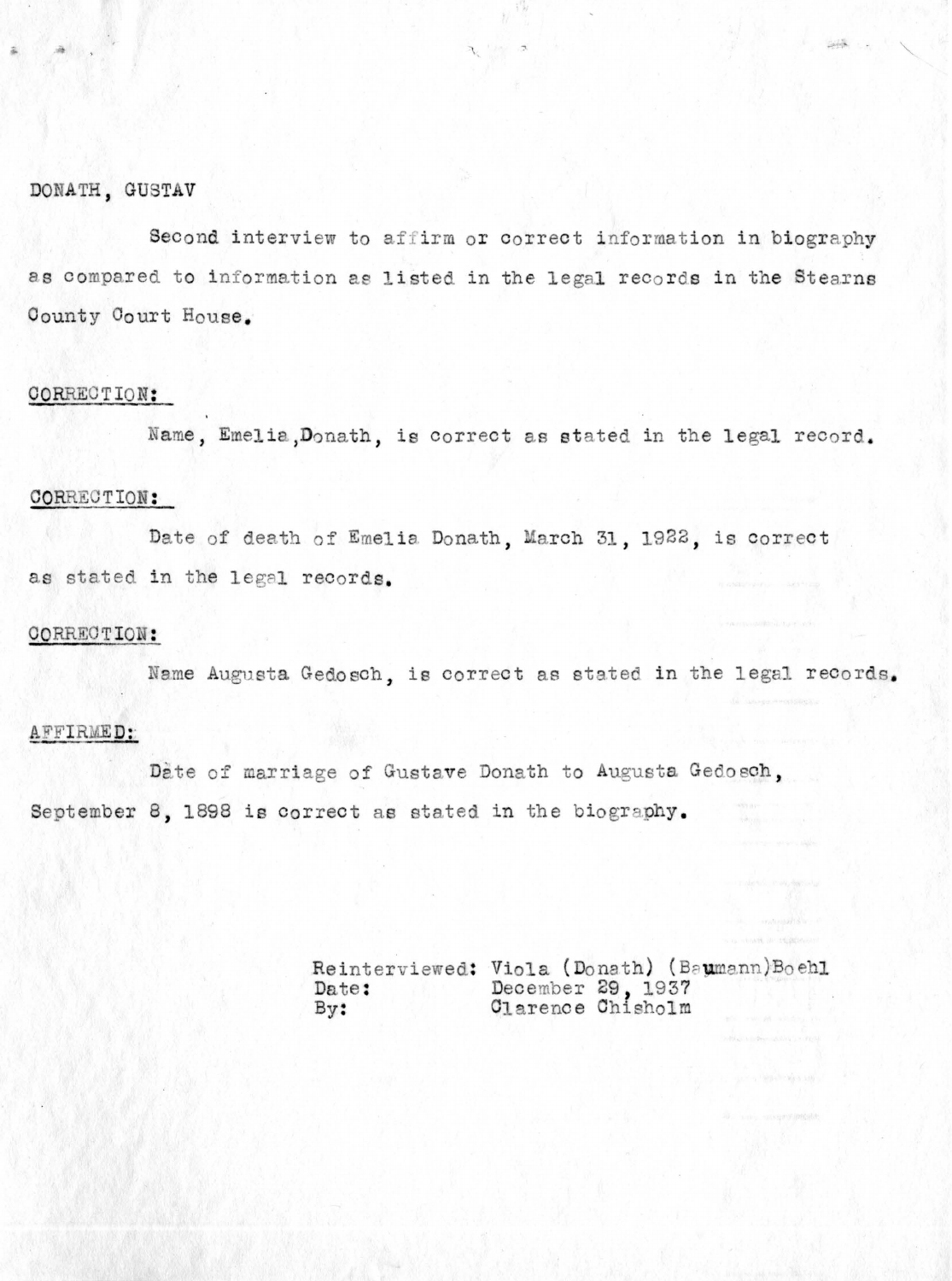DONATH, GUSTAV

Second interview to affirm or correct information in biography as compared to information as listed in the legal records in the Stearns County Court House.

<u>CORRECTION:</u>

Name, Emelia, Donath, is correct as stated in the legal record.

<u>CORRECTION:</u>

Date of death of Emelia Donath, March 31, 1922, is correct as stated in the legal records.

<u>CORRECTION:</u>

Name Augusta Gedosch, is correct as stated in the legal records.

<u>AFFIRMED:</u>

Date of marriage of Gustave Donath to Augusta Gedosch, September 8, 1898 is correct as stated in the biography.

Reinterviewed: Viola (Donath) (Baumann) Boehl
Date: December 29, 1937
By: Clarence Chisholm